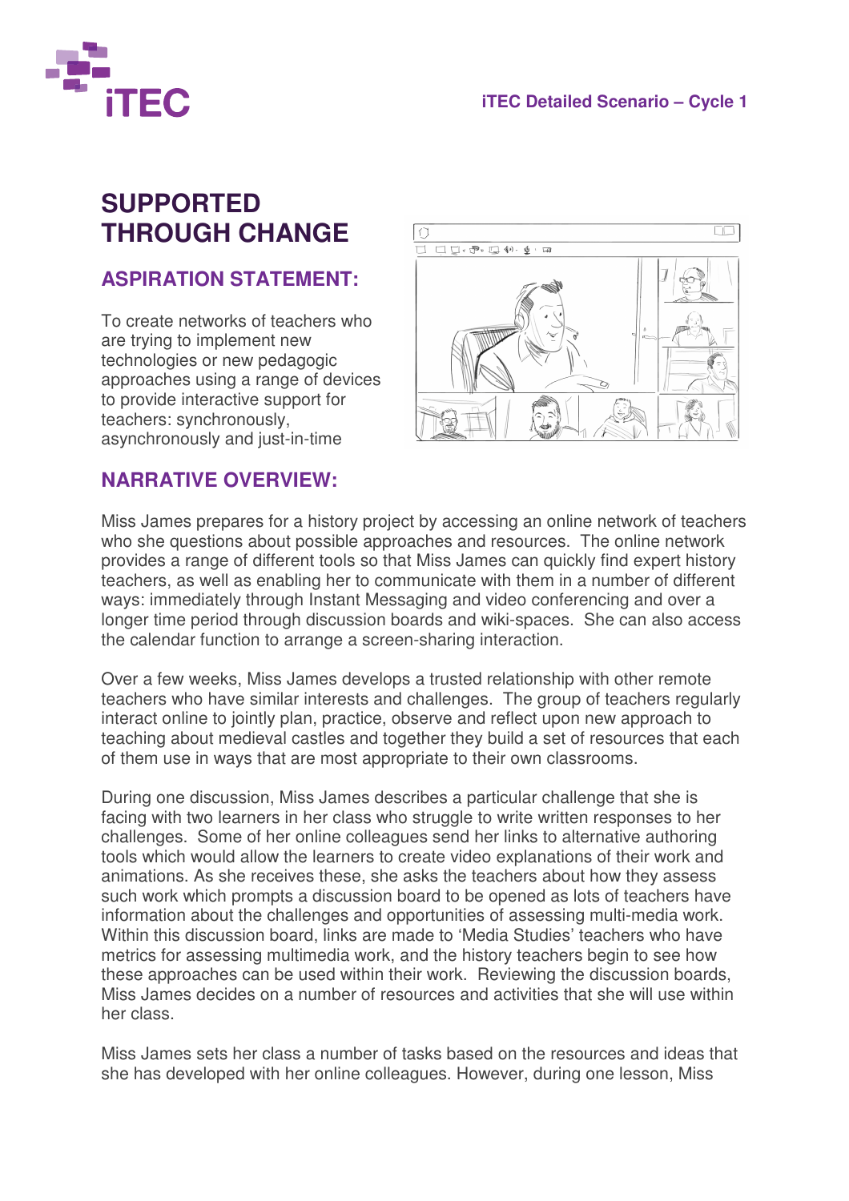# SUPPORTED THROUGH CHANGE

## ASPIRATION STATEMENT:

To create networks of teachers who are trying to implement new technologies or new pedagogic approaches using a range of devices to provide interactive support for teachers: synchronously, asynchronously and just-in-time

## NARRATIVE OVERVIEW:

Miss James prepares for a history project by accessing an online network of teachers who she questions about possible approaches and resources. The online network provides a range of different tools so that Miss James can quickly find expert history teachers, as well as enabling her to communicate with them in a number of different ways: immediately through Instant Messaging and video conferencing and over a longer time period through discussion boards and wiki-spaces. She can also access the calendar function to arrange a screen-sharing interaction.

Over a few weeks, Miss James develops a trusted relationship with other remote teachers who have similar interests and challenges. The group of teachers regularly interact online to jointly plan, practice, observe and reflect upon new approach to teaching about medieval castles and together they build a set of resources that each of them use in ways that are most appropriate to their own classrooms.

During one discussion, Miss James describes a particular challenge that she is facing with two learners in her class who struggle to write written responses to her challenges. Some of her online colleagues send her links to alternative authoring tools which would allow the learners to create video explanations of their work and animations. As she receives these, she asks the teachers about how they assess such work which prompts a discussion board to be opened as lots of teachers have information about the challenges and opportunities of assessing multi-media work. Within this discussion board, links are made to 'Media Studies' teachers who have metrics for assessing multimedia work, and the history teachers begin to see how these approaches can be used within their work. Reviewing the discussion boards, Miss James decides on a number of resources and activities that she will use within her class.

Miss James sets her class a number of tasks based on the resources and ideas that she has developed with her online colleagues. However, during one lesson, Miss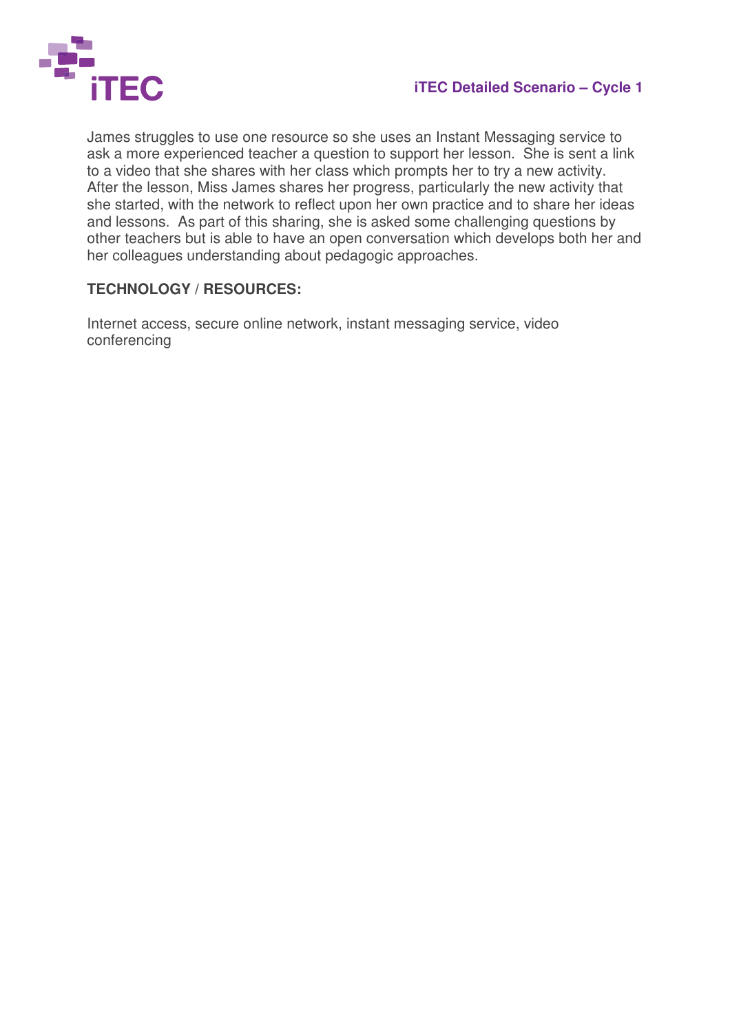James struggles to use one resource so she uses an Instant Messaging service to ask a more experienced teacher a question to support her lesson. She is sent a link to a video that she shares with her class which prompts her to try a new activity. After the lesson, Miss James shares her progress, particularly the new activity that she started, with the network to reflect upon her own practice and to share her ideas and lessons. As part of this sharing, she is asked some challenging questions by other teachers but is able to have an open conversation which develops both her and her colleagues understanding about pedagogic approaches.

**TECHNOLOGY / RESOURCES:**

Internet access, secure online network, instant messaging service, video conferencing